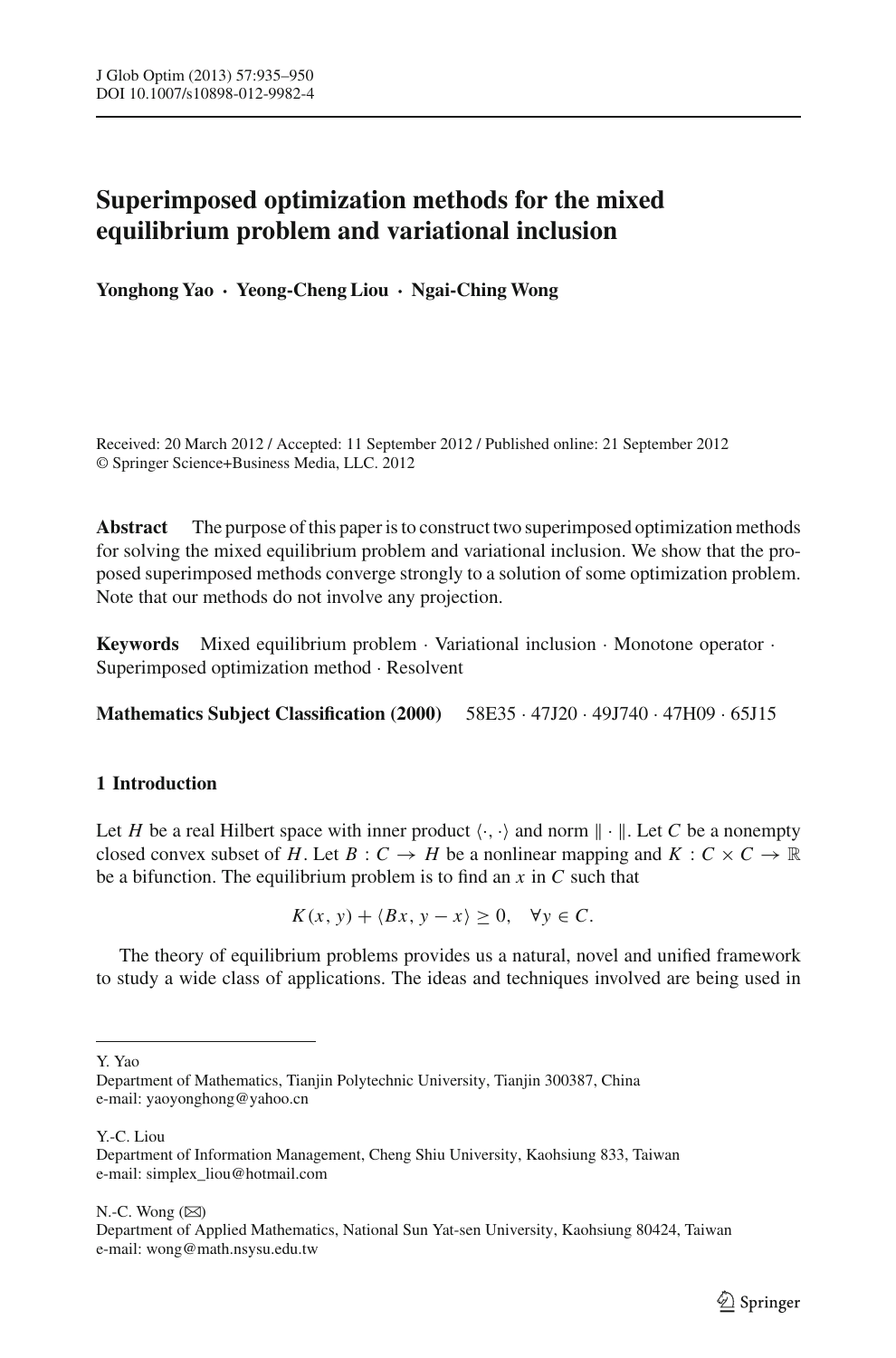# Superimposed optimization methods for the mixed equilibrium problem and variational inclusion

**Yonghong Yao · Yeong-Cheng Liou · Ngai-Ching Wong**

Received: 20 March 2012 / Accepted: 11 September 2012 / Published online: 21 September 2012
© Springer Science+Business Media, LLC. 2012

**Abstract** The purpose of this paper is to construct two superimposed optimization methods for solving the mixed equilibrium problem and variational inclusion. We show that the proposed superimposed methods converge strongly to a solution of some optimization problem. Note that our methods do not involve any projection.

**Keywords** Mixed equilibrium problem · Variational inclusion · Monotone operator · Superimposed optimization method · Resolvent

**Mathematics Subject Classification (2000)** 58E35 · 47J20 · 49J740 · 47H09 · 65J15

## 1 Introduction

Let $H$ be a real Hilbert space with inner product $\langle \cdot, \cdot \rangle$ and norm $\| \cdot \|$. Let $C$ be a nonempty closed convex subset of $H$. Let $B : C \to H$ be a nonlinear mapping and $K : C \times C \to \mathbb{R}$ be a bifunction. The equilibrium problem is to find an $x$ in $C$ such that

$$K(x, y) + \langle Bx, y - x \rangle \geq 0, \quad \forall y \in C.$$

The theory of equilibrium problems provides us a natural, novel and unified framework to study a wide class of applications. The ideas and techniques involved are being used in

---

Y. Yao
Department of Mathematics, Tianjin Polytechnic University, Tianjin 300387, China
e-mail: yaoyonghong@yahoo.cn

Y.-C. Liou
Department of Information Management, Cheng Shiu University, Kaohsiung 833, Taiwan
e-mail: simplex_liou@hotmail.com

N.-C. Wong (✉)
Department of Applied Mathematics, National Sun Yat-sen University, Kaohsiung 80424, Taiwan
e-mail: wong@math.nsysu.edu.tw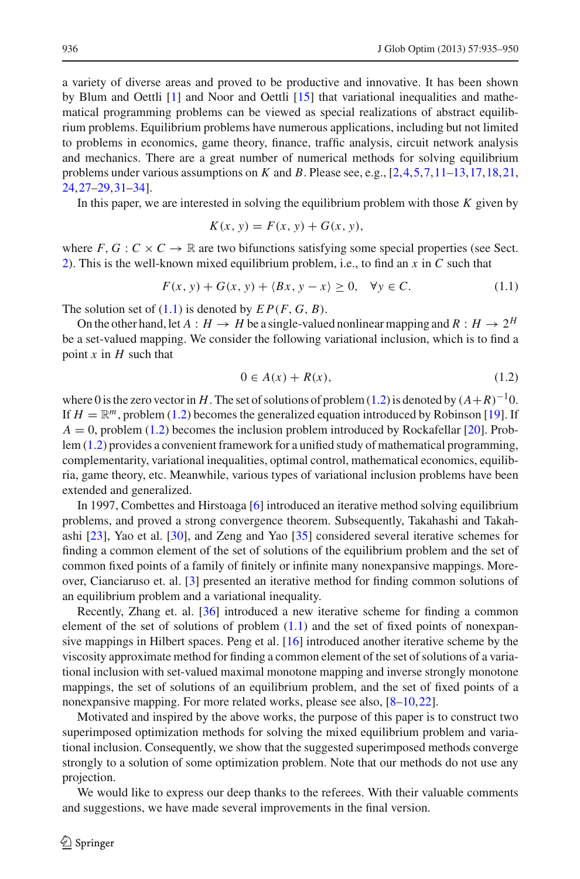a variety of diverse areas and proved to be productive and innovative. It has been shown by Blum and Oettli [1] and Noor and Oettli [15] that variational inequalities and mathematical programming problems can be viewed as special realizations of abstract equilibrium problems. Equilibrium problems have numerous applications, including but not limited to problems in economics, game theory, finance, traffic analysis, circuit network analysis and mechanics. There are a great number of numerical methods for solving equilibrium problems under various assumptions on $K$ and $B$. Please see, e.g., [2,4,5,7,11–13,17,18,21, 24,27–29,31–34].

In this paper, we are interested in solving the equilibrium problem with those $K$ given by

$$K(x, y) = F(x, y) + G(x, y),$$

where $F, G : C \times C \to \mathbb{R}$ are two bifunctions satisfying some special properties (see Sect. 2). This is the well-known mixed equilibrium problem, i.e., to find an $x$ in $C$ such that

$$F(x, y) + G(x, y) + \langle Bx, y - x\rangle \geq 0, \quad \forall y \in C. \tag{1.1}$$

The solution set of (1.1) is denoted by $EP(F, G, B)$.

On the other hand, let $A : H \to H$ be a single-valued nonlinear mapping and $R : H \to 2^H$ be a set-valued mapping. We consider the following variational inclusion, which is to find a point $x$ in $H$ such that

$$0 \in A(x) + R(x), \tag{1.2}$$

where 0 is the zero vector in $H$. The set of solutions of problem (1.2) is denoted by $(A+R)^{-1}0$. If $H = \mathbb{R}^m$, problem (1.2) becomes the generalized equation introduced by Robinson [19]. If $A = 0$, problem (1.2) becomes the inclusion problem introduced by Rockafellar [20]. Problem (1.2) provides a convenient framework for a unified study of mathematical programming, complementarity, variational inequalities, optimal control, mathematical economics, equilibria, game theory, etc. Meanwhile, various types of variational inclusion problems have been extended and generalized.

In 1997, Combettes and Hirstoaga [6] introduced an iterative method solving equilibrium problems, and proved a strong convergence theorem. Subsequently, Takahashi and Takahashi [23], Yao et al. [30], and Zeng and Yao [35] considered several iterative schemes for finding a common element of the set of solutions of the equilibrium problem and the set of common fixed points of a family of finitely or infinite many nonexpansive mappings. Moreover, Cianciaruso et. al. [3] presented an iterative method for finding common solutions of an equilibrium problem and a variational inequality.

Recently, Zhang et. al. [36] introduced a new iterative scheme for finding a common element of the set of solutions of problem (1.1) and the set of fixed points of nonexpansive mappings in Hilbert spaces. Peng et al. [16] introduced another iterative scheme by the viscosity approximate method for finding a common element of the set of solutions of a variational inclusion with set-valued maximal monotone mapping and inverse strongly monotone mappings, the set of solutions of an equilibrium problem, and the set of fixed points of a nonexpansive mapping. For more related works, please see also, [8–10,22].

Motivated and inspired by the above works, the purpose of this paper is to construct two superimposed optimization methods for solving the mixed equilibrium problem and variational inclusion. Consequently, we show that the suggested superimposed methods converge strongly to a solution of some optimization problem. Note that our methods do not use any projection.

We would like to express our deep thanks to the referees. With their valuable comments and suggestions, we have made several improvements in the final version.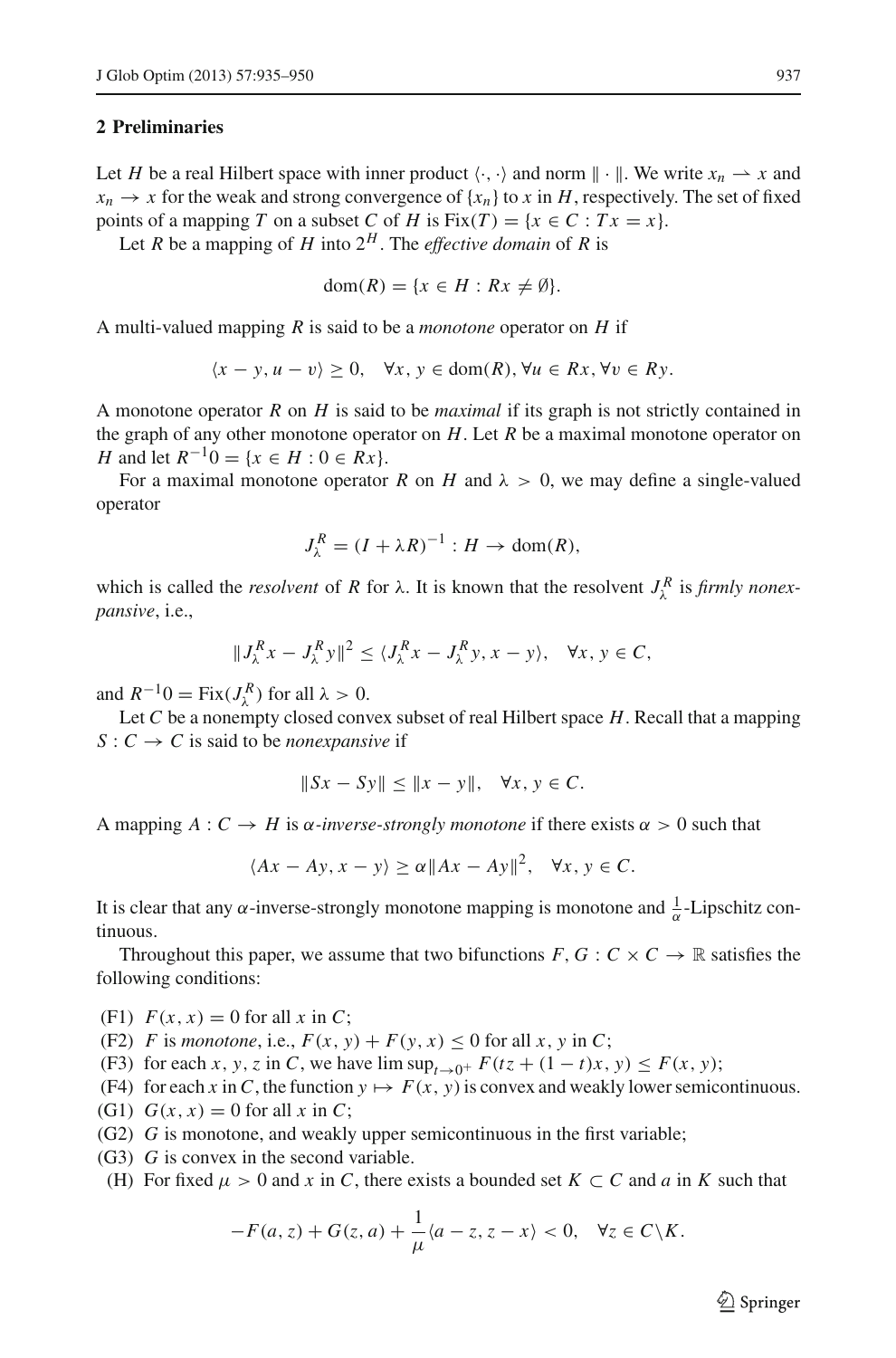## 2 Preliminaries

Let $H$ be a real Hilbert space with inner product $\langle \cdot, \cdot \rangle$ and norm $\|\cdot\|$. We write $x_n \rightharpoonup x$ and $x_n \to x$ for the weak and strong convergence of $\{x_n\}$ to $x$ in $H$, respectively. The set of fixed points of a mapping $T$ on a subset $C$ of $H$ is $\mathrm{Fix}(T) = \{x \in C : Tx = x\}$.

Let $R$ be a mapping of $H$ into $2^H$. The *effective domain* of $R$ is

$$\mathrm{dom}(R) = \{x \in H : Rx \neq \emptyset\}.$$

A multi-valued mapping $R$ is said to be a *monotone* operator on $H$ if

$$\langle x - y, u - v \rangle \geq 0, \quad \forall x, y \in \mathrm{dom}(R), \forall u \in Rx, \forall v \in Ry.$$

A monotone operator $R$ on $H$ is said to be *maximal* if its graph is not strictly contained in the graph of any other monotone operator on $H$. Let $R$ be a maximal monotone operator on $H$ and let $R^{-1}0 = \{x \in H : 0 \in Rx\}$.

For a maximal monotone operator $R$ on $H$ and $\lambda > 0$, we may define a single-valued operator

$$J_\lambda^R = (I + \lambda R)^{-1} : H \to \mathrm{dom}(R),$$

which is called the *resolvent* of $R$ for $\lambda$. It is known that the resolvent $J_\lambda^R$ is *firmly nonexpansive*, i.e.,

$$\|J_\lambda^R x - J_\lambda^R y\|^2 \leq \langle J_\lambda^R x - J_\lambda^R y, x - y \rangle, \quad \forall x, y \in C,$$

and $R^{-1}0 = \mathrm{Fix}(J_\lambda^R)$ for all $\lambda > 0$.

Let $C$ be a nonempty closed convex subset of real Hilbert space $H$. Recall that a mapping $S : C \to C$ is said to be *nonexpansive* if

$$\|Sx - Sy\| \leq \|x - y\|, \quad \forall x, y \in C.$$

A mapping $A : C \to H$ is *$\alpha$-inverse-strongly monotone* if there exists $\alpha > 0$ such that

$$\langle Ax - Ay, x - y \rangle \geq \alpha \|Ax - Ay\|^2, \quad \forall x, y \in C.$$

It is clear that any $\alpha$-inverse-strongly monotone mapping is monotone and $\frac{1}{\alpha}$-Lipschitz continuous.

Throughout this paper, we assume that two bifunctions $F, G : C \times C \to \mathbb{R}$ satisfies the following conditions:

- (F1) $F(x, x) = 0$ for all $x$ in $C$;
- (F2) $F$ is *monotone*, i.e., $F(x, y) + F(y, x) \leq 0$ for all $x, y$ in $C$;
- (F3) for each $x, y, z$ in $C$, we have $\limsup_{t \to 0^+} F(tz + (1-t)x, y) \leq F(x, y)$;
- (F4) for each $x$ in $C$, the function $y \mapsto F(x, y)$ is convex and weakly lower semicontinuous.
- (G1) $G(x, x) = 0$ for all $x$ in $C$;
- (G2) $G$ is monotone, and weakly upper semicontinuous in the first variable;
- (G3) $G$ is convex in the second variable.
- (H) For fixed $\mu > 0$ and $x$ in $C$, there exists a bounded set $K \subset C$ and $a$ in $K$ such that

$$-F(a, z) + G(z, a) + \frac{1}{\mu}\langle a - z, z - x \rangle < 0, \quad \forall z \in C \backslash K.$$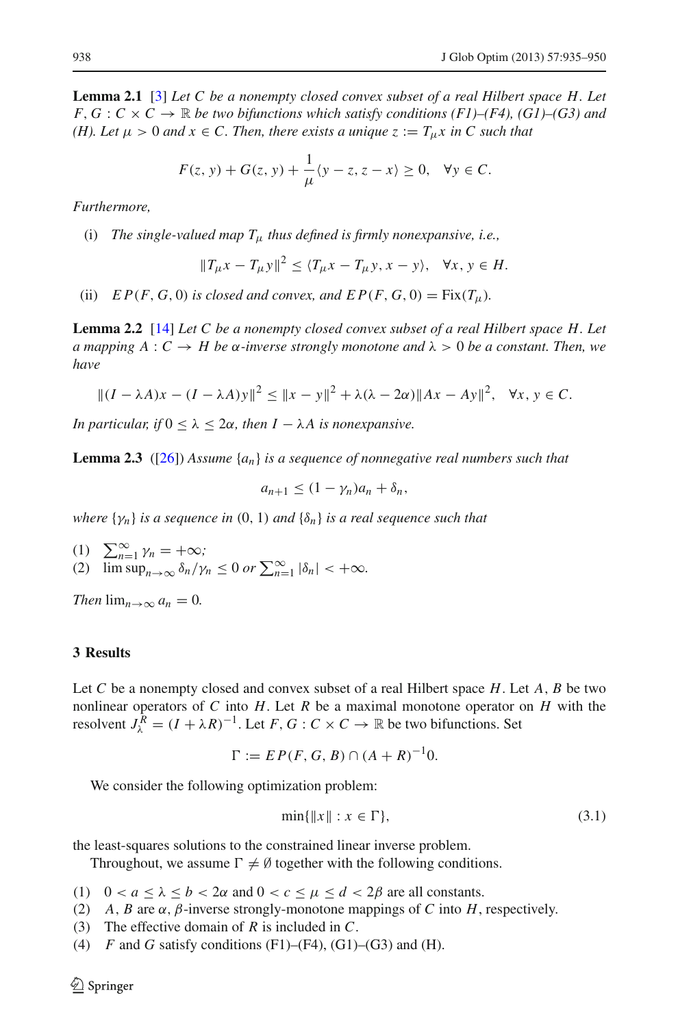**Lemma 2.1** [3] *Let $C$ be a nonempty closed convex subset of a real Hilbert space $H$. Let $F, G : C \times C \to \mathbb{R}$ be two bifunctions which satisfy conditions (F1)–(F4), (G1)–(G3) and (H). Let $\mu > 0$ and $x \in C$. Then, there exists a unique $z := T_\mu x$ in $C$ such that*

$$F(z, y) + G(z, y) + \frac{1}{\mu}\langle y - z, z - x\rangle \geq 0, \quad \forall y \in C.$$

*Furthermore,*

(i) *The single-valued map $T_\mu$ thus defined is firmly nonexpansive, i.e.,*

$$\|T_\mu x - T_\mu y\|^2 \leq \langle T_\mu x - T_\mu y, x - y\rangle, \quad \forall x, y \in H.$$

(ii) *$EP(F, G, 0)$ is closed and convex, and $EP(F, G, 0) = \mathrm{Fix}(T_\mu)$.*

**Lemma 2.2** [14] *Let $C$ be a nonempty closed convex subset of a real Hilbert space $H$. Let a mapping $A : C \to H$ be $\alpha$-inverse strongly monotone and $\lambda > 0$ be a constant. Then, we have*

$$\|(I - \lambda A)x - (I - \lambda A)y\|^2 \leq \|x - y\|^2 + \lambda(\lambda - 2\alpha)\|Ax - Ay\|^2, \quad \forall x, y \in C.$$

*In particular, if $0 \leq \lambda \leq 2\alpha$, then $I - \lambda A$ is nonexpansive.*

**Lemma 2.3** ([26]) *Assume $\{a_n\}$ is a sequence of nonnegative real numbers such that*

$$a_{n+1} \leq (1 - \gamma_n)a_n + \delta_n,$$

*where $\{\gamma_n\}$ is a sequence in $(0, 1)$ and $\{\delta_n\}$ is a real sequence such that*

(1) $\sum_{n=1}^{\infty} \gamma_n = +\infty$;
(2) $\limsup_{n\to\infty} \delta_n/\gamma_n \leq 0$ *or* $\sum_{n=1}^{\infty} |\delta_n| < +\infty$.

*Then* $\lim_{n\to\infty} a_n = 0$.

## 3 Results

Let $C$ be a nonempty closed and convex subset of a real Hilbert space $H$. Let $A, B$ be two nonlinear operators of $C$ into $H$. Let $R$ be a maximal monotone operator on $H$ with the resolvent $J_\lambda^R = (I + \lambda R)^{-1}$. Let $F, G : C \times C \to \mathbb{R}$ be two bifunctions. Set

$$\Gamma := EP(F, G, B) \cap (A + R)^{-1}0.$$

We consider the following optimization problem:

$$\min\{\|x\| : x \in \Gamma\}, \tag{3.1}$$

the least-squares solutions to the constrained linear inverse problem.

Throughout, we assume $\Gamma \neq \emptyset$ together with the following conditions.

(1) $0 < a \leq \lambda \leq b < 2\alpha$ and $0 < c \leq \mu \leq d < 2\beta$ are all constants.
(2) $A, B$ are $\alpha, \beta$-inverse strongly-monotone mappings of $C$ into $H$, respectively.
(3) The effective domain of $R$ is included in $C$.
(4) $F$ and $G$ satisfy conditions (F1)–(F4), (G1)–(G3) and (H).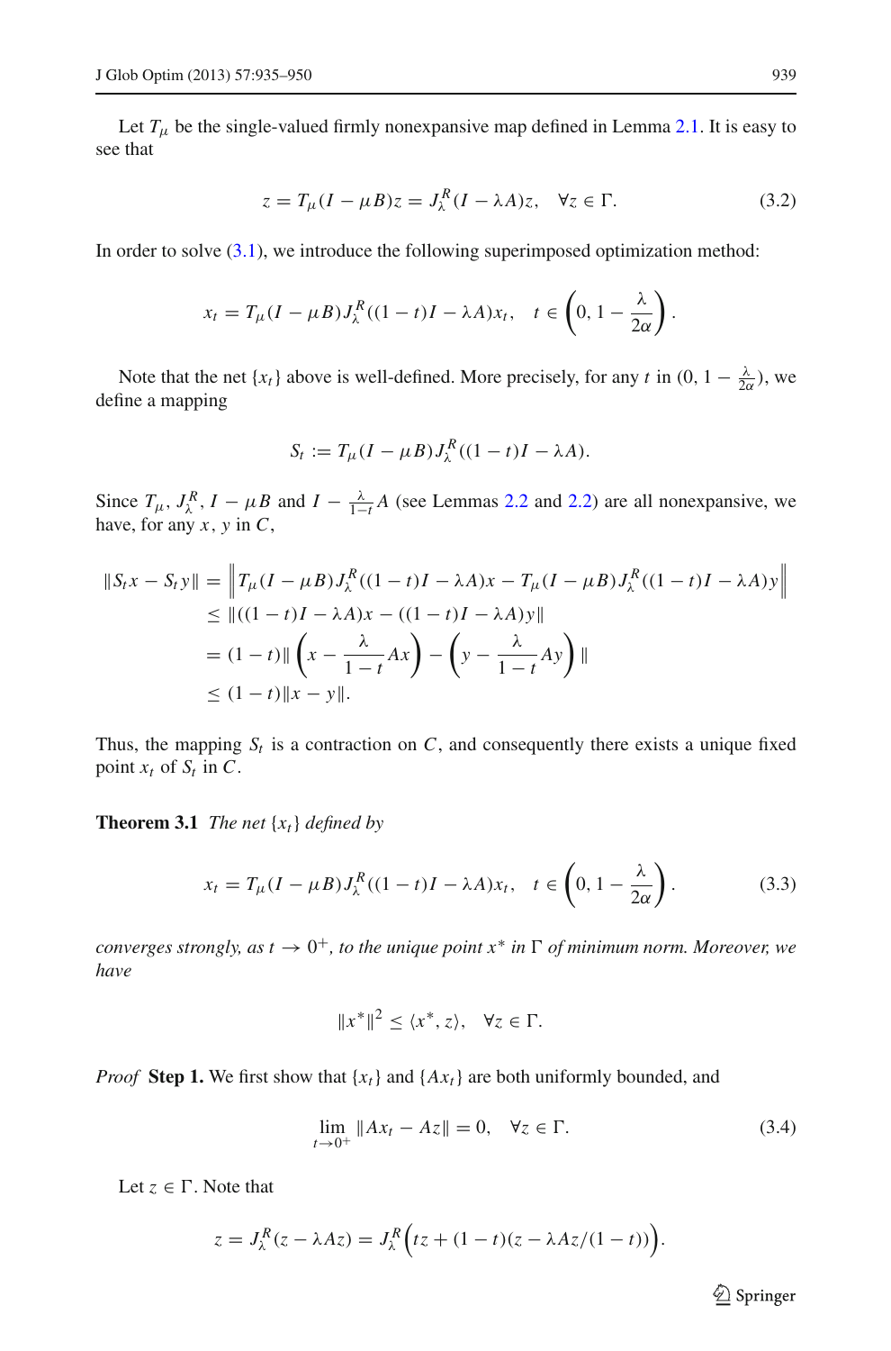Let $T_\mu$ be the single-valued firmly nonexpansive map defined in Lemma 2.1. It is easy to see that

$$z = T_\mu(I - \mu B)z = J_\lambda^R(I - \lambda A)z, \quad \forall z \in \Gamma. \tag{3.2}$$

In order to solve (3.1), we introduce the following superimposed optimization method:

$$x_t = T_\mu(I - \mu B)J_\lambda^R((1-t)I - \lambda A)x_t, \quad t \in \left(0, 1 - \frac{\lambda}{2\alpha}\right).$$

Note that the net $\{x_t\}$ above is well-defined. More precisely, for any $t$ in $(0, 1 - \frac{\lambda}{2\alpha})$, we define a mapping

$$S_t := T_\mu(I - \mu B)J_\lambda^R((1-t)I - \lambda A).$$

Since $T_\mu$, $J_\lambda^R$, $I - \mu B$ and $I - \frac{\lambda}{1-t}A$ (see Lemmas 2.2 and 2.2) are all nonexpansive, we have, for any $x, y$ in $C$,

$$\begin{aligned}
\|S_t x - S_t y\| &= \left\| T_\mu(I - \mu B)J_\lambda^R((1-t)I - \lambda A)x - T_\mu(I - \mu B)J_\lambda^R((1-t)I - \lambda A)y \right\| \\
&\leq \|((1-t)I - \lambda A)x - ((1-t)I - \lambda A)y\| \\
&= (1-t)\left\| \left(x - \frac{\lambda}{1-t}Ax\right) - \left(y - \frac{\lambda}{1-t}Ay\right) \right\| \\
&\leq (1-t)\|x - y\|.
\end{aligned}$$

Thus, the mapping $S_t$ is a contraction on $C$, and consequently there exists a unique fixed point $x_t$ of $S_t$ in $C$.

**Theorem 3.1** *The net $\{x_t\}$ defined by*

$$x_t = T_\mu(I - \mu B)J_\lambda^R((1-t)I - \lambda A)x_t, \quad t \in \left(0, 1 - \frac{\lambda}{2\alpha}\right). \tag{3.3}$$

*converges strongly, as $t \to 0^+$, to the unique point $x^*$ in $\Gamma$ of minimum norm. Moreover, we have*

$$\|x^*\|^2 \leq \langle x^*, z\rangle, \quad \forall z \in \Gamma.$$

*Proof* **Step 1.** We first show that $\{x_t\}$ and $\{Ax_t\}$ are both uniformly bounded, and

$$\lim_{t \to 0^+} \|Ax_t - Az\| = 0, \quad \forall z \in \Gamma. \tag{3.4}$$

Let $z \in \Gamma$. Note that

$$z = J_\lambda^R(z - \lambda Az) = J_\lambda^R\Big(tz + (1-t)(z - \lambda Az/(1-t))\Big).$$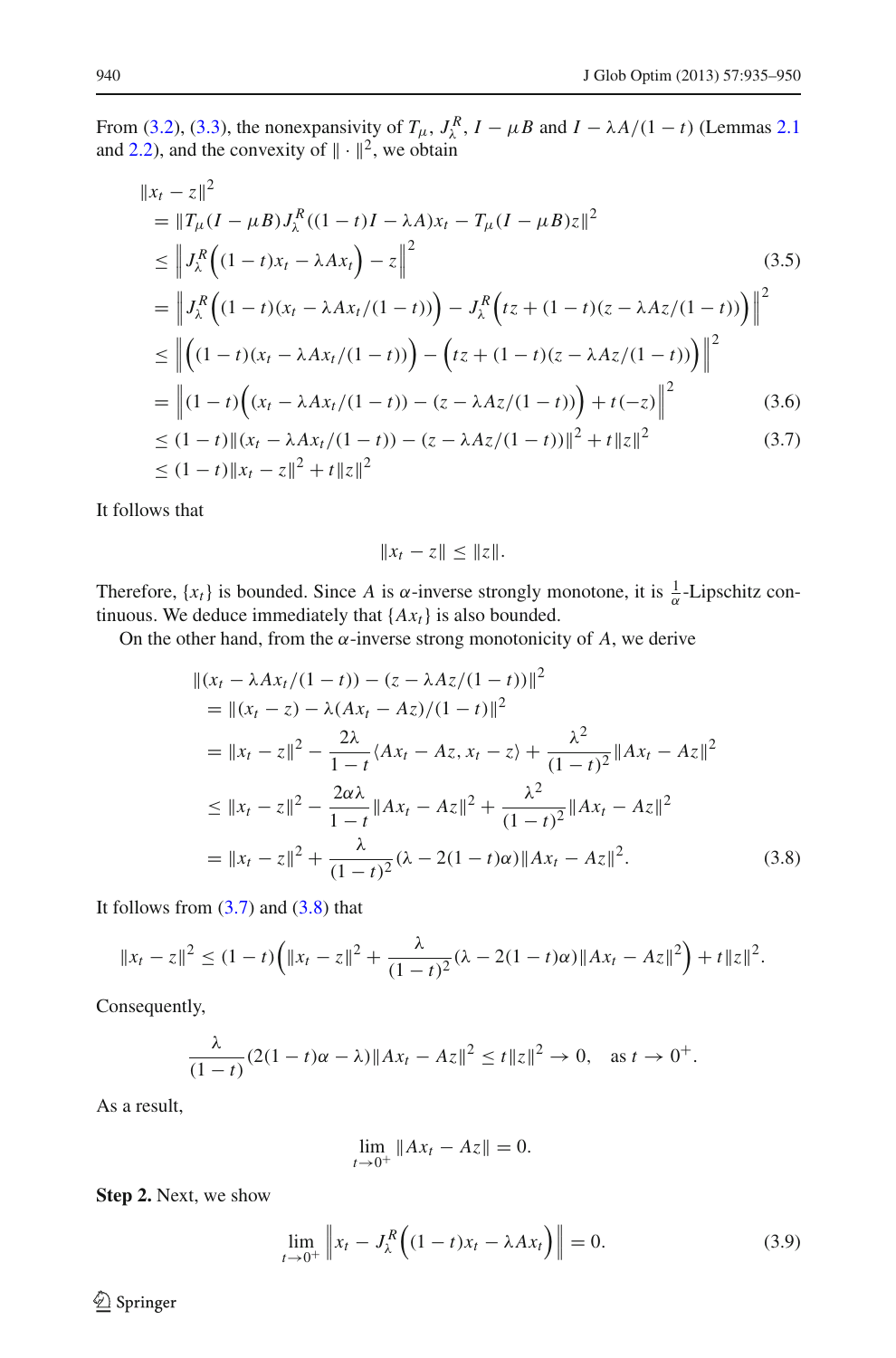From (3.2), (3.3), the nonexpansivity of $T_\mu$, $J_\lambda^R$, $I - \mu B$ and $I - \lambda A/(1-t)$ (Lemmas 2.1 and 2.2), and the convexity of $\|\cdot\|^2$, we obtain

$$
\begin{aligned}
&\|x_t - z\|^2 \\
&= \|T_\mu(I-\mu B)J_\lambda^R((1-t)I - \lambda A)x_t - T_\mu(I-\mu B)z\|^2 \\
&\leq \left\| J_\lambda^R\Big((1-t)x_t - \lambda A x_t\Big) - z \right\|^2 \qquad (3.5)\\
&= \left\| J_\lambda^R\Big((1-t)(x_t - \lambda A x_t/(1-t))\Big) - J_\lambda^R\Big(tz + (1-t)(z - \lambda Az/(1-t))\Big) \right\|^2 \\
&\leq \left\| \Big((1-t)(x_t - \lambda A x_t/(1-t))\Big) - \Big(tz + (1-t)(z - \lambda Az/(1-t))\Big) \right\|^2 \\
&= \left\| (1-t)\Big((x_t - \lambda A x_t/(1-t)) - (z - \lambda Az/(1-t))\Big) + t(-z) \right\|^2 \qquad (3.6)\\
&\leq (1-t)\|(x_t - \lambda A x_t/(1-t)) - (z - \lambda Az/(1-t))\|^2 + t\|z\|^2 \qquad (3.7)\\
&\leq (1-t)\|x_t - z\|^2 + t\|z\|^2
\end{aligned}
$$

It follows that

$$\|x_t - z\| \leq \|z\|.$$

Therefore, $\{x_t\}$ is bounded. Since $A$ is $\alpha$-inverse strongly monotone, it is $\frac{1}{\alpha}$-Lipschitz continuous. We deduce immediately that $\{Ax_t\}$ is also bounded.

On the other hand, from the $\alpha$-inverse strong monotonicity of $A$, we derive

$$
\begin{aligned}
&\|(x_t - \lambda A x_t/(1-t)) - (z - \lambda Az/(1-t))\|^2 \\
&= \|(x_t - z) - \lambda(Ax_t - Az)/(1-t)\|^2 \\
&= \|x_t - z\|^2 - \frac{2\lambda}{1-t}\langle Ax_t - Az, x_t - z\rangle + \frac{\lambda^2}{(1-t)^2}\|Ax_t - Az\|^2 \\
&\leq \|x_t - z\|^2 - \frac{2\alpha\lambda}{1-t}\|Ax_t - Az\|^2 + \frac{\lambda^2}{(1-t)^2}\|Ax_t - Az\|^2 \\
&= \|x_t - z\|^2 + \frac{\lambda}{(1-t)^2}(\lambda - 2(1-t)\alpha)\|Ax_t - Az\|^2. \qquad (3.8)
\end{aligned}
$$

It follows from (3.7) and (3.8) that

$$\|x_t - z\|^2 \leq (1-t)\Big(\|x_t - z\|^2 + \frac{\lambda}{(1-t)^2}(\lambda - 2(1-t)\alpha)\|Ax_t - Az\|^2\Big) + t\|z\|^2.$$

Consequently,

$$\frac{\lambda}{(1-t)}(2(1-t)\alpha - \lambda)\|Ax_t - Az\|^2 \leq t\|z\|^2 \to 0, \quad \text{as } t \to 0^+.$$

As a result,

$$\lim_{t\to 0^+}\|Ax_t - Az\| = 0.$$

**Step 2.** Next, we show

$$\lim_{t\to 0^+}\left\| x_t - J_\lambda^R\Big((1-t)x_t - \lambda A x_t\Big)\right\| = 0. \qquad (3.9)$$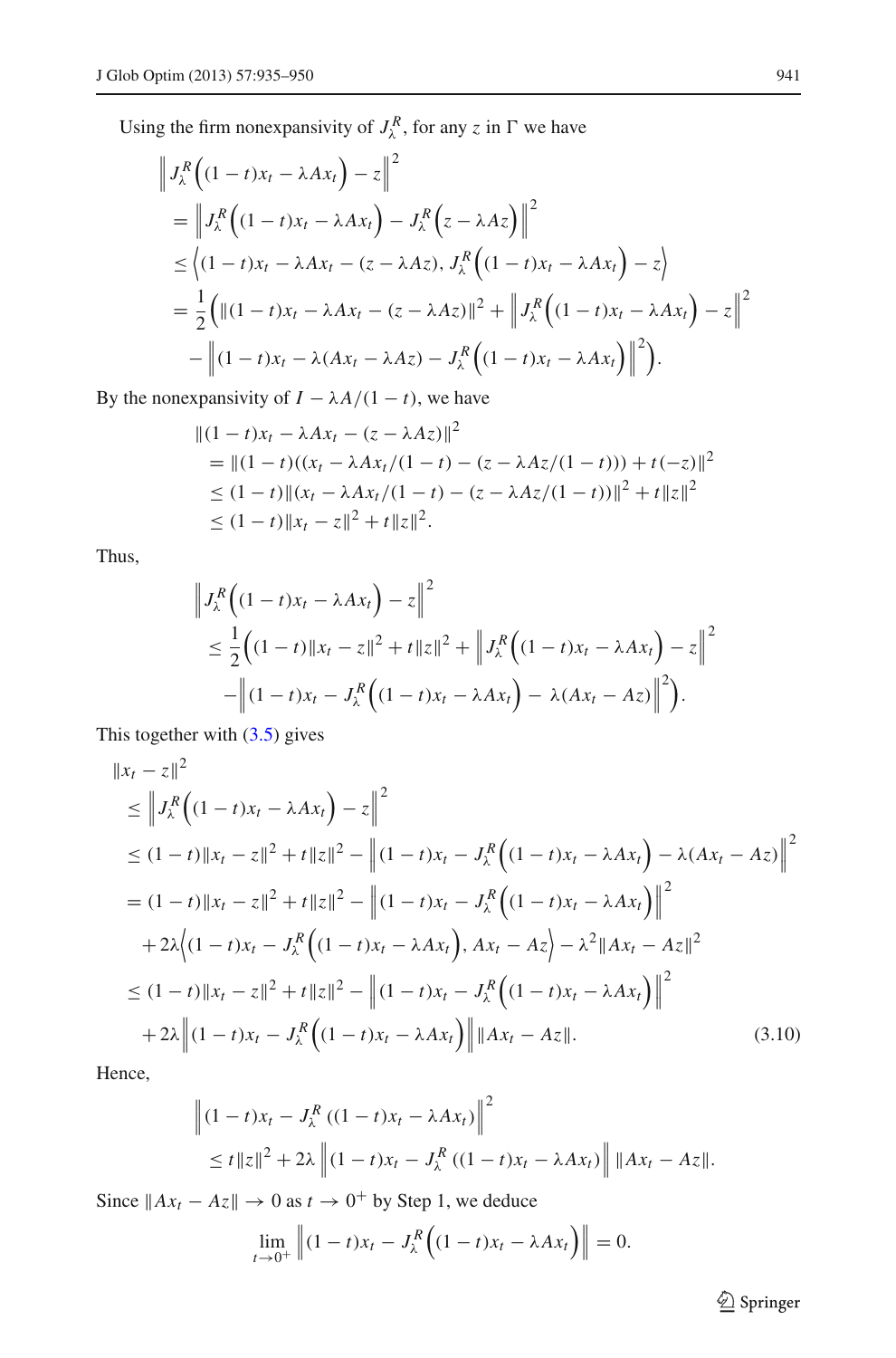Using the firm nonexpansivity of $J_\lambda^R$, for any $z$ in $\Gamma$ we have

$$
\begin{aligned}
&\left\| J_\lambda^R\Big((1-t)x_t - \lambda Ax_t\Big) - z\right\|^2 \\
&= \left\| J_\lambda^R\Big((1-t)x_t - \lambda Ax_t\Big) - J_\lambda^R\Big(z - \lambda Az\Big)\right\|^2 \\
&\le \Big\langle (1-t)x_t - \lambda Ax_t - (z - \lambda Az), J_\lambda^R\Big((1-t)x_t - \lambda Ax_t\Big) - z\Big\rangle \\
&= \frac{1}{2}\Big(\|(1-t)x_t - \lambda Ax_t - (z-\lambda Az)\|^2 + \left\| J_\lambda^R\Big((1-t)x_t - \lambda Ax_t\Big) - z\right\|^2 \\
&\quad - \left\|(1-t)x_t - \lambda(Ax_t - \lambda Az) - J_\lambda^R\Big((1-t)x_t - \lambda Ax_t\Big)\right\|^2\Big).
\end{aligned}
$$

By the nonexpansivity of $I - \lambda A/(1-t)$, we have

$$
\begin{aligned}
&\|(1-t)x_t - \lambda Ax_t - (z - \lambda Az)\|^2 \\
&= \|(1-t)((x_t - \lambda Ax_t/(1-t)) - (z - \lambda Az/(1-t))) + t(-z)\|^2 \\
&\le (1-t)\|(x_t - \lambda Ax_t/(1-t)) - (z - \lambda Az/(1-t))\|^2 + t\|z\|^2 \\
&\le (1-t)\|x_t - z\|^2 + t\|z\|^2.
\end{aligned}
$$

Thus,

$$
\begin{aligned}
&\left\| J_\lambda^R\Big((1-t)x_t - \lambda Ax_t\Big) - z\right\|^2 \\
&\le \frac{1}{2}\Big((1-t)\|x_t - z\|^2 + t\|z\|^2 + \left\| J_\lambda^R\Big((1-t)x_t - \lambda Ax_t\Big) - z\right\|^2 \\
&\quad - \left\|(1-t)x_t - J_\lambda^R\Big((1-t)x_t - \lambda Ax_t\Big) - \lambda(Ax_t - Az)\right\|^2\Big).
\end{aligned}
$$

This together with (3.5) gives

$$
\begin{aligned}
&\|x_t - z\|^2 \\
&\le \left\| J_\lambda^R\Big((1-t)x_t - \lambda Ax_t\Big) - z\right\|^2 \\
&\le (1-t)\|x_t - z\|^2 + t\|z\|^2 - \left\|(1-t)x_t - J_\lambda^R\Big((1-t)x_t - \lambda Ax_t\Big) - \lambda(Ax_t - Az)\right\|^2 \\
&= (1-t)\|x_t - z\|^2 + t\|z\|^2 - \left\|(1-t)x_t - J_\lambda^R\Big((1-t)x_t - \lambda Ax_t\Big)\right\|^2 \\
&\quad + 2\lambda\Big\langle (1-t)x_t - J_\lambda^R\Big((1-t)x_t - \lambda Ax_t\Big), Ax_t - Az\Big\rangle - \lambda^2\|Ax_t - Az\|^2 \\
&\le (1-t)\|x_t - z\|^2 + t\|z\|^2 - \left\|(1-t)x_t - J_\lambda^R\Big((1-t)x_t - \lambda Ax_t\Big)\right\|^2 \\
&\quad + 2\lambda\left\|(1-t)x_t - J_\lambda^R\Big((1-t)x_t - \lambda Ax_t\Big)\right\|\|Ax_t - Az\|. \qquad (3.10)
\end{aligned}
$$

Hence,

$$
\begin{aligned}
&\left\|(1-t)x_t - J_\lambda^R\left((1-t)x_t - \lambda Ax_t\right)\right\|^2 \\
&\le t\|z\|^2 + 2\lambda\left\|(1-t)x_t - J_\lambda^R\left((1-t)x_t - \lambda Ax_t\right)\right\|\|Ax_t - Az\|.
\end{aligned}
$$

Since $\|Ax_t - Az\| \to 0$ as $t \to 0^+$ by Step 1, we deduce

$$
\lim_{t\to 0^+}\left\|(1-t)x_t - J_\lambda^R\Big((1-t)x_t - \lambda Ax_t\Big)\right\| = 0.
$$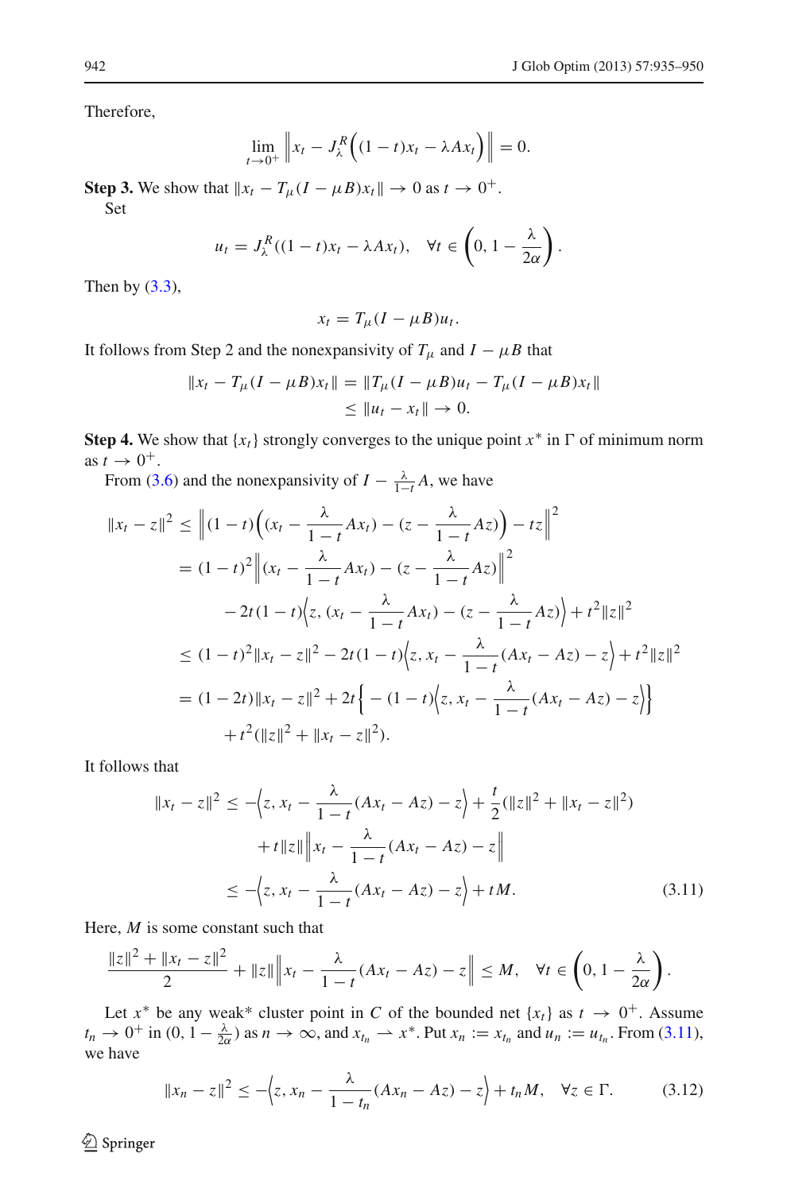Therefore,

$$\lim_{t\to 0^+} \left\| x_t - J_\lambda^R\Big((1-t)x_t - \lambda A x_t\Big) \right\| = 0.$$

**Step 3.** We show that $\|x_t - T_\mu(I-\mu B)x_t\| \to 0$ as $t \to 0^+$.

Set

$$u_t = J_\lambda^R((1-t)x_t - \lambda A x_t), \quad \forall t \in \left(0, 1 - \frac{\lambda}{2\alpha}\right).$$

Then by (3.3),

$$x_t = T_\mu(I - \mu B)u_t.$$

It follows from Step 2 and the nonexpansivity of $T_\mu$ and $I - \mu B$ that

$$\begin{aligned}
\|x_t - T_\mu(I-\mu B)x_t\| &= \|T_\mu(I-\mu B)u_t - T_\mu(I-\mu B)x_t\| \\
&\le \|u_t - x_t\| \to 0.
\end{aligned}$$

**Step 4.** We show that $\{x_t\}$ strongly converges to the unique point $x^*$ in $\Gamma$ of minimum norm as $t \to 0^+$.

From (3.6) and the nonexpansivity of $I - \frac{\lambda}{1-t}A$, we have

$$\begin{aligned}
\|x_t - z\|^2 &\le \left\| (1-t)\Big((x_t - \frac{\lambda}{1-t}Ax_t) - (z - \frac{\lambda}{1-t}Az)\Big) - tz \right\|^2 \\
&= (1-t)^2 \left\| (x_t - \frac{\lambda}{1-t}Ax_t) - (z - \frac{\lambda}{1-t}Az) \right\|^2 \\
&\quad - 2t(1-t)\Big\langle z, (x_t - \frac{\lambda}{1-t}Ax_t) - (z - \frac{\lambda}{1-t}Az) \Big\rangle + t^2\|z\|^2 \\
&\le (1-t)^2\|x_t - z\|^2 - 2t(1-t)\Big\langle z, x_t - \frac{\lambda}{1-t}(Ax_t - Az) - z \Big\rangle + t^2\|z\|^2 \\
&= (1-2t)\|x_t - z\|^2 + 2t\Big\{ -(1-t)\Big\langle z, x_t - \frac{\lambda}{1-t}(Ax_t - Az) - z \Big\rangle \Big\} \\
&\quad + t^2(\|z\|^2 + \|x_t - z\|^2).
\end{aligned}$$

It follows that

$$\begin{aligned}
\|x_t - z\|^2 &\le -\Big\langle z, x_t - \frac{\lambda}{1-t}(Ax_t - Az) - z \Big\rangle + \frac{t}{2}(\|z\|^2 + \|x_t - z\|^2) \\
&\quad + t\|z\| \left\| x_t - \frac{\lambda}{1-t}(Ax_t - Az) - z \right\| \\
&\le -\Big\langle z, x_t - \frac{\lambda}{1-t}(Ax_t - Az) - z \Big\rangle + tM. \qquad (3.11)
\end{aligned}$$

Here, $M$ is some constant such that

$$\frac{\|z\|^2 + \|x_t - z\|^2}{2} + \|z\| \left\| x_t - \frac{\lambda}{1-t}(Ax_t - Az) - z \right\| \le M, \quad \forall t \in \left(0, 1 - \frac{\lambda}{2\alpha}\right).$$

Let $x^*$ be any weak* cluster point in $C$ of the bounded net $\{x_t\}$ as $t \to 0^+$. Assume $t_n \to 0^+$ in $(0, 1 - \frac{\lambda}{2\alpha})$ as $n \to \infty$, and $x_{t_n} \rightharpoonup x^*$. Put $x_n := x_{t_n}$ and $u_n := u_{t_n}$. From (3.11), we have

$$\|x_n - z\|^2 \le -\Big\langle z, x_n - \frac{\lambda}{1-t_n}(Ax_n - Az) - z \Big\rangle + t_n M, \quad \forall z \in \Gamma. \qquad (3.12)$$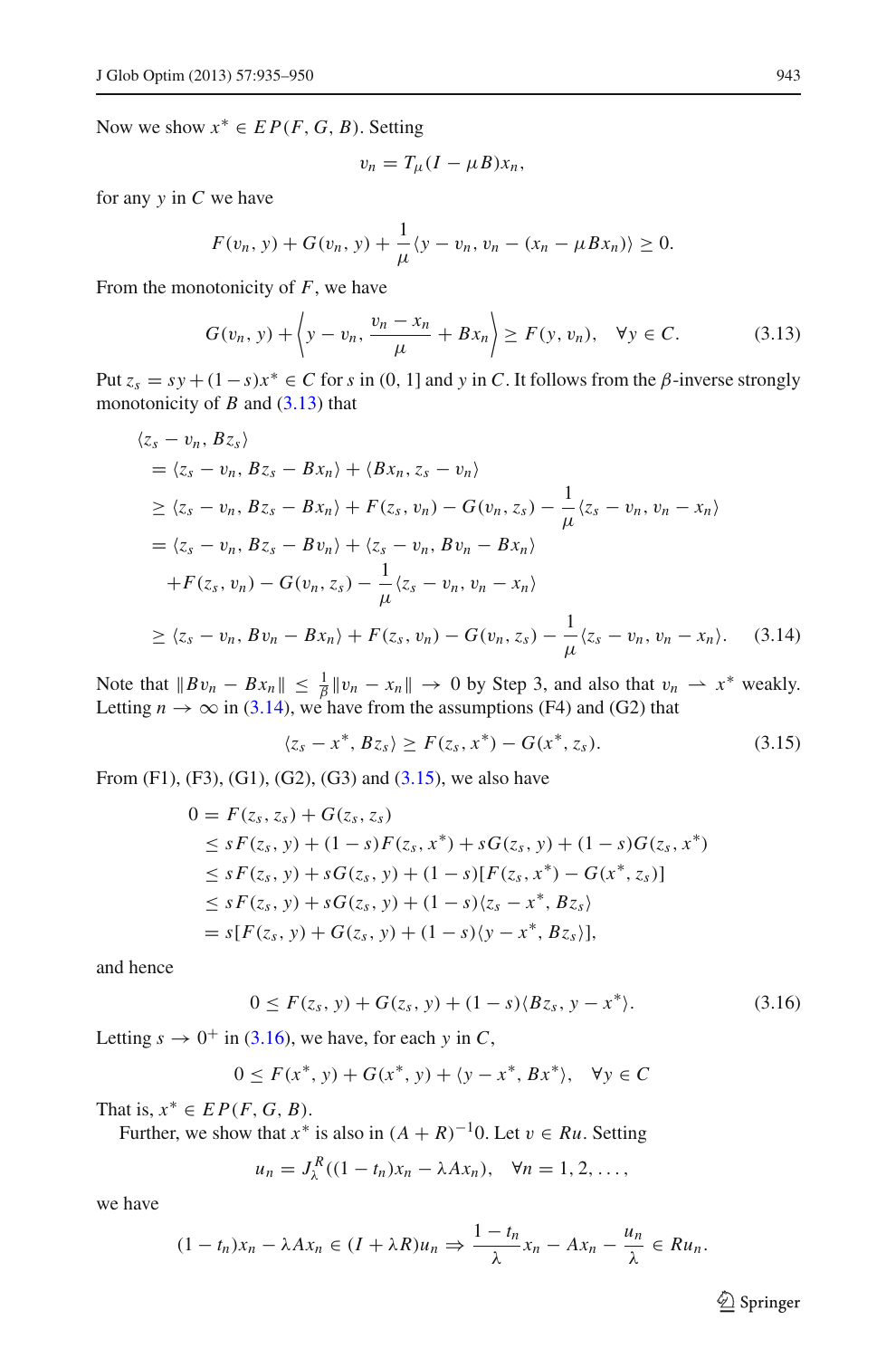Now we show $x^* \in EP(F, G, B)$. Setting

$$v_n = T_\mu(I - \mu B)x_n,$$

for any $y$ in $C$ we have

$$F(v_n, y) + G(v_n, y) + \frac{1}{\mu}\langle y - v_n, v_n - (x_n - \mu B x_n)\rangle \geq 0.$$

From the monotonicity of $F$, we have

$$G(v_n, y) + \left\langle y - v_n, \frac{v_n - x_n}{\mu} + Bx_n \right\rangle \geq F(y, v_n), \quad \forall y \in C. \tag{3.13}$$

Put $z_s = sy + (1-s)x^* \in C$ for $s$ in $(0, 1]$ and $y$ in $C$. It follows from the $\beta$-inverse strongly monotonicity of $B$ and (3.13) that

$$\begin{aligned}
&\langle z_s - v_n, Bz_s\rangle \\
&= \langle z_s - v_n, Bz_s - Bx_n\rangle + \langle Bx_n, z_s - v_n\rangle \\
&\geq \langle z_s - v_n, Bz_s - Bx_n\rangle + F(z_s, v_n) - G(v_n, z_s) - \frac{1}{\mu}\langle z_s - v_n, v_n - x_n\rangle \\
&= \langle z_s - v_n, Bz_s - Bv_n\rangle + \langle z_s - v_n, Bv_n - Bx_n\rangle \\
&\quad + F(z_s, v_n) - G(v_n, z_s) - \frac{1}{\mu}\langle z_s - v_n, v_n - x_n\rangle \\
&\geq \langle z_s - v_n, Bv_n - Bx_n\rangle + F(z_s, v_n) - G(v_n, z_s) - \frac{1}{\mu}\langle z_s - v_n, v_n - x_n\rangle.
\end{aligned} \tag{3.14}$$

Note that $\|Bv_n - Bx_n\| \leq \frac{1}{\beta}\|v_n - x_n\| \to 0$ by Step 3, and also that $v_n \rightharpoonup x^*$ weakly. Letting $n \to \infty$ in (3.14), we have from the assumptions (F4) and (G2) that

$$\langle z_s - x^*, Bz_s\rangle \geq F(z_s, x^*) - G(x^*, z_s). \tag{3.15}$$

From (F1), (F3), (G1), (G2), (G3) and (3.15), we also have

$$\begin{aligned}
0 &= F(z_s, z_s) + G(z_s, z_s) \\
&\leq sF(z_s, y) + (1-s)F(z_s, x^*) + sG(z_s, y) + (1-s)G(z_s, x^*) \\
&\leq sF(z_s, y) + sG(z_s, y) + (1-s)[F(z_s, x^*) - G(x^*, z_s)] \\
&\leq sF(z_s, y) + sG(z_s, y) + (1-s)\langle z_s - x^*, Bz_s\rangle \\
&= s[F(z_s, y) + G(z_s, y) + (1-s)\langle y - x^*, Bz_s\rangle],
\end{aligned}$$

and hence

$$0 \leq F(z_s, y) + G(z_s, y) + (1-s)\langle Bz_s, y - x^*\rangle. \tag{3.16}$$

Letting $s \to 0^+$ in (3.16), we have, for each $y$ in $C$,

$$0 \leq F(x^*, y) + G(x^*, y) + \langle y - x^*, Bx^*\rangle, \quad \forall y \in C$$

That is, $x^* \in EP(F, G, B)$.

Further, we show that $x^*$ is also in $(A + R)^{-1}0$. Let $v \in Ru$. Setting

$$u_n = J_\lambda^R((1 - t_n)x_n - \lambda A x_n), \quad \forall n = 1, 2, \ldots,$$

we have

$$(1 - t_n)x_n - \lambda A x_n \in (I + \lambda R)u_n \Rightarrow \frac{1 - t_n}{\lambda}x_n - Ax_n - \frac{u_n}{\lambda} \in Ru_n.$$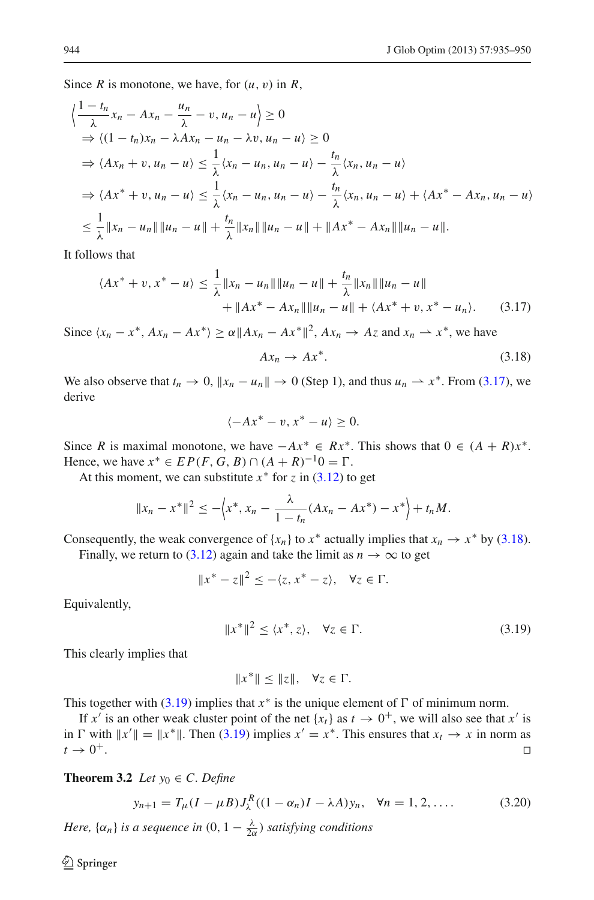Since $R$ is monotone, we have, for $(u, v)$ in $R$,

$$
\begin{aligned}
&\left\langle \frac{1-t_n}{\lambda} x_n - Ax_n - \frac{u_n}{\lambda} - v, u_n - u \right\rangle \geq 0 \\
&\Rightarrow \langle (1-t_n)x_n - \lambda Ax_n - u_n - \lambda v, u_n - u \rangle \geq 0 \\
&\Rightarrow \langle Ax_n + v, u_n - u \rangle \leq \frac{1}{\lambda} \langle x_n - u_n, u_n - u \rangle - \frac{t_n}{\lambda} \langle x_n, u_n - u \rangle \\
&\Rightarrow \langle Ax^* + v, u_n - u \rangle \leq \frac{1}{\lambda} \langle x_n - u_n, u_n - u \rangle - \frac{t_n}{\lambda} \langle x_n, u_n - u \rangle + \langle Ax^* - Ax_n, u_n - u \rangle \\
&\leq \frac{1}{\lambda} \|x_n - u_n\| \|u_n - u\| + \frac{t_n}{\lambda} \|x_n\| \|u_n - u\| + \|Ax^* - Ax_n\| \|u_n - u\|.
\end{aligned}
$$

It follows that

$$
\begin{aligned}
\langle Ax^* + v, x^* - u \rangle \leq \frac{1}{\lambda} \|x_n - u_n\| \|u_n - u\| + \frac{t_n}{\lambda} \|x_n\| \|u_n - u\| \\
+ \|Ax^* - Ax_n\| \|u_n - u\| + \langle Ax^* + v, x^* - u_n \rangle. \qquad (3.17)
\end{aligned}
$$

Since $\langle x_n - x^*, Ax_n - Ax^* \rangle \geq \alpha \|Ax_n - Ax^*\|^2$, $Ax_n \to Az$ and $x_n \rightharpoonup x^*$, we have

$$
Ax_n \to Ax^*. \qquad (3.18)
$$

We also observe that $t_n \to 0$, $\|x_n - u_n\| \to 0$ (Step 1), and thus $u_n \rightharpoonup x^*$. From (3.17), we derive

$$
\langle -Ax^* - v, x^* - u \rangle \geq 0.
$$

Since $R$ is maximal monotone, we have $-Ax^* \in Rx^*$. This shows that $0 \in (A + R)x^*$. Hence, we have $x^* \in EP(F, G, B) \cap (A + R)^{-1} 0 = \Gamma$.

At this moment, we can substitute $x^*$ for $z$ in (3.12) to get

$$
\|x_n - x^*\|^2 \leq -\left\langle x^*, x_n - \frac{\lambda}{1 - t_n}(Ax_n - Ax^*) - x^* \right\rangle + t_n M.
$$

Consequently, the weak convergence of $\{x_n\}$ to $x^*$ actually implies that $x_n \to x^*$ by (3.18).

Finally, we return to (3.12) again and take the limit as $n \to \infty$ to get

$$
\|x^* - z\|^2 \leq -\langle z, x^* - z \rangle, \quad \forall z \in \Gamma.
$$

Equivalently,

$$
\|x^*\|^2 \leq \langle x^*, z \rangle, \quad \forall z \in \Gamma. \qquad (3.19)
$$

This clearly implies that

$$
\|x^*\| \leq \|z\|, \quad \forall z \in \Gamma.
$$

This together with (3.19) implies that $x^*$ is the unique element of $\Gamma$ of minimum norm.

If $x'$ is an other weak cluster point of the net $\{x_t\}$ as $t \to 0^+$, we will also see that $x'$ is in $\Gamma$ with $\|x'\| = \|x^*\|$. Then (3.19) implies $x' = x^*$. This ensures that $x_t \to x$ in norm as $t \to 0^+$. □

**Theorem 3.2** *Let $y_0 \in C$. Define*

$$
y_{n+1} = T_\mu (I - \mu B) J_\lambda^R ((1 - \alpha_n) I - \lambda A) y_n, \quad \forall n = 1, 2, \ldots. \qquad (3.20)
$$

*Here, $\{\alpha_n\}$ is a sequence in $(0, 1 - \frac{\lambda}{2\alpha})$ satisfying conditions*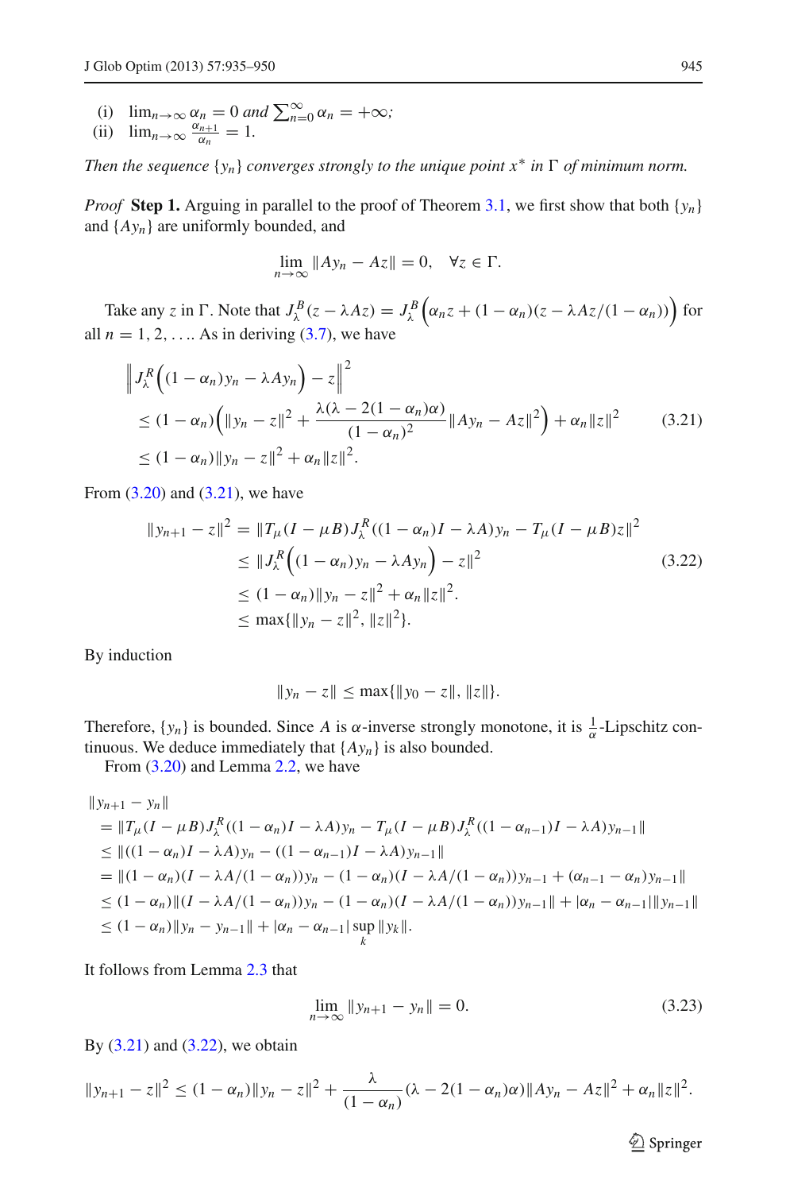(i) $\lim_{n\to\infty} \alpha_n = 0$ *and* $\sum_{n=0}^{\infty} \alpha_n = +\infty$;
(ii) $\lim_{n\to\infty} \frac{\alpha_{n+1}}{\alpha_n} = 1$.

*Then the sequence* $\{y_n\}$ *converges strongly to the unique point* $x^*$ *in* $\Gamma$ *of minimum norm.*

*Proof* **Step 1.** Arguing in parallel to the proof of Theorem 3.1, we first show that both $\{y_n\}$ and $\{Ay_n\}$ are uniformly bounded, and

$$\lim_{n\to\infty} \|Ay_n - Az\| = 0, \quad \forall z \in \Gamma.$$

Take any $z$ in $\Gamma$. Note that $J_\lambda^B(z - \lambda Az) = J_\lambda^B\Big(\alpha_n z + (1-\alpha_n)(z - \lambda Az/(1-\alpha_n))\Big)$ for all $n = 1, 2, \ldots$. As in deriving (3.7), we have

$$\begin{aligned}
&\Big\| J_\lambda^R\Big((1-\alpha_n)y_n - \lambda Ay_n\Big) - z\Big\|^2 \\
&\le (1-\alpha_n)\Big(\|y_n - z\|^2 + \frac{\lambda(\lambda - 2(1-\alpha_n)\alpha)}{(1-\alpha_n)^2}\|Ay_n - Az\|^2\Big) + \alpha_n\|z\|^2 \\
&\le (1-\alpha_n)\|y_n - z\|^2 + \alpha_n\|z\|^2.
\end{aligned} \tag{3.21}$$

From (3.20) and (3.21), we have

$$\begin{aligned}
\|y_{n+1} - z\|^2 &= \|T_\mu(I - \mu B)J_\lambda^R((1-\alpha_n)I - \lambda A)y_n - T_\mu(I-\mu B)z\|^2 \\
&\le \|J_\lambda^R\Big((1-\alpha_n)y_n - \lambda Ay_n\Big) - z\|^2 \\
&\le (1-\alpha_n)\|y_n - z\|^2 + \alpha_n\|z\|^2. \\
&\le \max\{\|y_n - z\|^2, \|z\|^2\}.
\end{aligned} \tag{3.22}$$

By induction

$$\|y_n - z\| \le \max\{\|y_0 - z\|, \|z\|\}.$$

Therefore, $\{y_n\}$ is bounded. Since $A$ is $\alpha$-inverse strongly monotone, it is $\frac{1}{\alpha}$-Lipschitz continuous. We deduce immediately that $\{Ay_n\}$ is also bounded.

From (3.20) and Lemma 2.2, we have

$$\begin{aligned}
&\|y_{n+1} - y_n\| \\
&= \|T_\mu(I-\mu B)J_\lambda^R((1-\alpha_n)I - \lambda A)y_n - T_\mu(I-\mu B)J_\lambda^R((1-\alpha_{n-1})I - \lambda A)y_{n-1}\| \\
&\le \|((1-\alpha_n)I - \lambda A)y_n - ((1-\alpha_{n-1})I - \lambda A)y_{n-1}\| \\
&= \|(1-\alpha_n)(I - \lambda A/(1-\alpha_n))y_n - (1-\alpha_n)(I - \lambda A/(1-\alpha_n))y_{n-1} + (\alpha_{n-1} - \alpha_n)y_{n-1}\| \\
&\le (1-\alpha_n)\|(I - \lambda A/(1-\alpha_n))y_n - (1-\alpha_n)(I - \lambda A/(1-\alpha_n))y_{n-1}\| + |\alpha_n - \alpha_{n-1}|\|y_{n-1}\| \\
&\le (1-\alpha_n)\|y_n - y_{n-1}\| + |\alpha_n - \alpha_{n-1}|\sup_k \|y_k\|.
\end{aligned}$$

It follows from Lemma 2.3 that

$$\lim_{n\to\infty} \|y_{n+1} - y_n\| = 0. \tag{3.23}$$

By (3.21) and (3.22), we obtain

$$\|y_{n+1} - z\|^2 \le (1-\alpha_n)\|y_n - z\|^2 + \frac{\lambda}{(1-\alpha_n)}(\lambda - 2(1-\alpha_n)\alpha)\|Ay_n - Az\|^2 + \alpha_n\|z\|^2.$$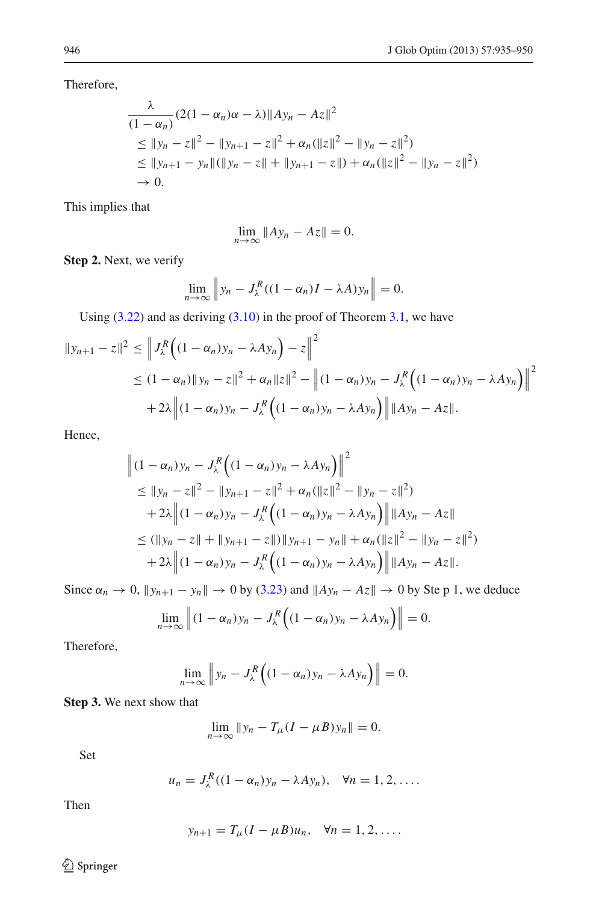Therefore,

$$
\begin{aligned}
&\frac{\lambda}{(1-\alpha_n)}(2(1-\alpha_n)\alpha - \lambda)\|Ay_n - Az\|^2 \\
&\le \|y_n - z\|^2 - \|y_{n+1} - z\|^2 + \alpha_n(\|z\|^2 - \|y_n - z\|^2) \\
&\le \|y_{n+1} - y_n\|(\|y_n - z\| + \|y_{n+1} - z\|) + \alpha_n(\|z\|^2 - \|y_n - z\|^2) \\
&\to 0.
\end{aligned}
$$

This implies that

$$
\lim_{n\to\infty} \|Ay_n - Az\| = 0.
$$

**Step 2.** Next, we verify

$$
\lim_{n\to\infty} \left\| y_n - J_\lambda^R((1-\alpha_n)I - \lambda A)y_n \right\| = 0.
$$

Using (3.22) and as deriving (3.10) in the proof of Theorem 3.1, we have

$$
\begin{aligned}
\|y_{n+1} - z\|^2 &\le \left\| J_\lambda^R\Big((1-\alpha_n)y_n - \lambda Ay_n\Big) - z \right\|^2 \\
&\le (1-\alpha_n)\|y_n - z\|^2 + \alpha_n\|z\|^2 - \left\|(1-\alpha_n)y_n - J_\lambda^R\Big((1-\alpha_n)y_n - \lambda Ay_n\Big)\right\|^2 \\
&\quad + 2\lambda \left\|(1-\alpha_n)y_n - J_\lambda^R\Big((1-\alpha_n)y_n - \lambda Ay_n\Big)\right\| \|Ay_n - Az\|.
\end{aligned}
$$

Hence,

$$
\begin{aligned}
&\left\|(1-\alpha_n)y_n - J_\lambda^R\Big((1-\alpha_n)y_n - \lambda Ay_n\Big)\right\|^2 \\
&\le \|y_n - z\|^2 - \|y_{n+1} - z\|^2 + \alpha_n(\|z\|^2 - \|y_n - z\|^2) \\
&\quad + 2\lambda \left\|(1-\alpha_n)y_n - J_\lambda^R\Big((1-\alpha_n)y_n - \lambda Ay_n\Big)\right\| \|Ay_n - Az\| \\
&\le (\|y_n - z\| + \|y_{n+1} - z\|)\|y_{n+1} - y_n\| + \alpha_n(\|z\|^2 - \|y_n - z\|^2) \\
&\quad + 2\lambda \left\|(1-\alpha_n)y_n - J_\lambda^R\Big((1-\alpha_n)y_n - \lambda Ay_n\Big)\right\| \|Ay_n - Az\|.
\end{aligned}
$$

Since $\alpha_n \to 0$, $\|y_{n+1} - y_n\| \to 0$ by (3.23) and $\|Ay_n - Az\| \to 0$ by Ste p 1, we deduce

$$
\lim_{n\to\infty} \left\|(1-\alpha_n)y_n - J_\lambda^R\Big((1-\alpha_n)y_n - \lambda Ay_n\Big)\right\| = 0.
$$

Therefore,

$$
\lim_{n\to\infty} \left\| y_n - J_\lambda^R\Big((1-\alpha_n)y_n - \lambda Ay_n\Big)\right\| = 0.
$$

**Step 3.** We next show that

$$
\lim_{n\to\infty} \|y_n - T_\mu(I - \mu B)y_n\| = 0.
$$

Set

$$
u_n = J_\lambda^R((1-\alpha_n)y_n - \lambda Ay_n), \quad \forall n = 1, 2, \ldots.
$$

Then

$$
y_{n+1} = T_\mu(I - \mu B)u_n, \quad \forall n = 1, 2, \ldots.
$$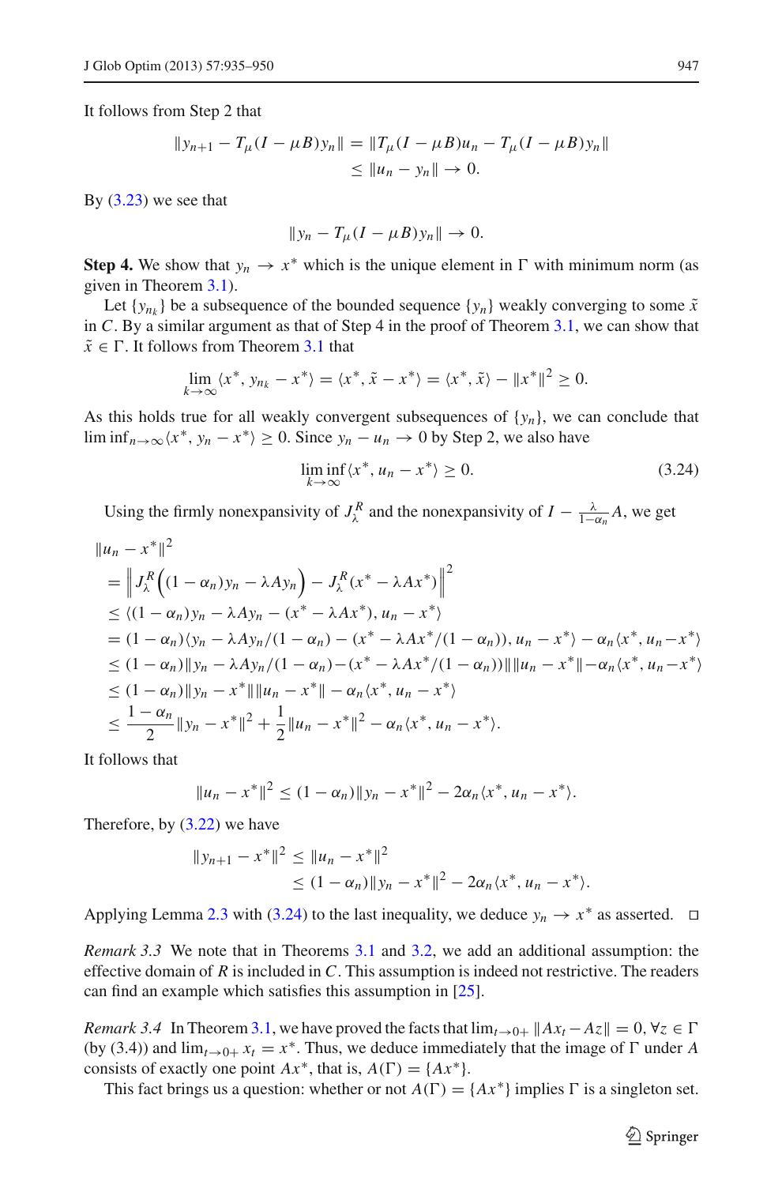It follows from Step 2 that

$$\|y_{n+1} - T_\mu(I - \mu B)y_n\| = \|T_\mu(I - \mu B)u_n - T_\mu(I - \mu B)y_n\|$$
$$\leq \|u_n - y_n\| \to 0.$$

By (3.23) we see that

$$\|y_n - T_\mu(I - \mu B)y_n\| \to 0.$$

**Step 4.** We show that $y_n \to x^*$ which is the unique element in $\Gamma$ with minimum norm (as given in Theorem 3.1).

Let $\{y_{n_k}\}$ be a subsequence of the bounded sequence $\{y_n\}$ weakly converging to some $\tilde{x}$ in $C$. By a similar argument as that of Step 4 in the proof of Theorem 3.1, we can show that $\tilde{x} \in \Gamma$. It follows from Theorem 3.1 that

$$\lim_{k\to\infty} \langle x^*, y_{n_k} - x^*\rangle = \langle x^*, \tilde{x} - x^*\rangle = \langle x^*, \tilde{x}\rangle - \|x^*\|^2 \geq 0.$$

As this holds true for all weakly convergent subsequences of $\{y_n\}$, we can conclude that $\liminf_{n\to\infty}\langle x^*, y_n - x^*\rangle \geq 0$. Since $y_n - u_n \to 0$ by Step 2, we also have

$$\liminf_{k\to\infty}\langle x^*, u_n - x^*\rangle \geq 0. \tag{3.24}$$

Using the firmly nonexpansivity of $J_\lambda^R$ and the nonexpansivity of $I - \frac{\lambda}{1-\alpha_n}A$, we get

$$\begin{aligned}
&\|u_n - x^*\|^2 \\
&= \left\| J_\lambda^R\Big((1-\alpha_n)y_n - \lambda A y_n\Big) - J_\lambda^R(x^* - \lambda A x^*)\right\|^2 \\
&\leq \langle (1-\alpha_n)y_n - \lambda A y_n - (x^* - \lambda A x^*), u_n - x^*\rangle \\
&= (1-\alpha_n)\langle y_n - \lambda A y_n/(1-\alpha_n) - (x^* - \lambda A x^*/(1-\alpha_n)), u_n - x^*\rangle - \alpha_n\langle x^*, u_n - x^*\rangle \\
&\leq (1-\alpha_n)\|y_n - \lambda A y_n/(1-\alpha_n) - (x^* - \lambda A x^*/(1-\alpha_n))\|\|u_n - x^*\| - \alpha_n\langle x^*, u_n - x^*\rangle \\
&\leq (1-\alpha_n)\|y_n - x^*\|\|u_n - x^*\| - \alpha_n\langle x^*, u_n - x^*\rangle \\
&\leq \frac{1-\alpha_n}{2}\|y_n - x^*\|^2 + \frac{1}{2}\|u_n - x^*\|^2 - \alpha_n\langle x^*, u_n - x^*\rangle.
\end{aligned}$$

It follows that

$$\|u_n - x^*\|^2 \leq (1-\alpha_n)\|y_n - x^*\|^2 - 2\alpha_n\langle x^*, u_n - x^*\rangle.$$

Therefore, by (3.22) we have

$$\begin{aligned}
\|y_{n+1} - x^*\|^2 &\leq \|u_n - x^*\|^2 \\
&\leq (1-\alpha_n)\|y_n - x^*\|^2 - 2\alpha_n\langle x^*, u_n - x^*\rangle.
\end{aligned}$$

Applying Lemma 2.3 with (3.24) to the last inequality, we deduce $y_n \to x^*$ as asserted. □

*Remark 3.3* We note that in Theorems 3.1 and 3.2, we add an additional assumption: the effective domain of $R$ is included in $C$. This assumption is indeed not restrictive. The readers can find an example which satisfies this assumption in [25].

*Remark 3.4* In Theorem 3.1, we have proved the facts that $\lim_{t\to 0+}\|Ax_t - Az\| = 0$, $\forall z \in \Gamma$ (by (3.4)) and $\lim_{t\to 0+} x_t = x^*$. Thus, we deduce immediately that the image of $\Gamma$ under $A$ consists of exactly one point $Ax^*$, that is, $A(\Gamma) = \{Ax^*\}$.

This fact brings us a question: whether or not $A(\Gamma) = \{Ax^*\}$ implies $\Gamma$ is a singleton set.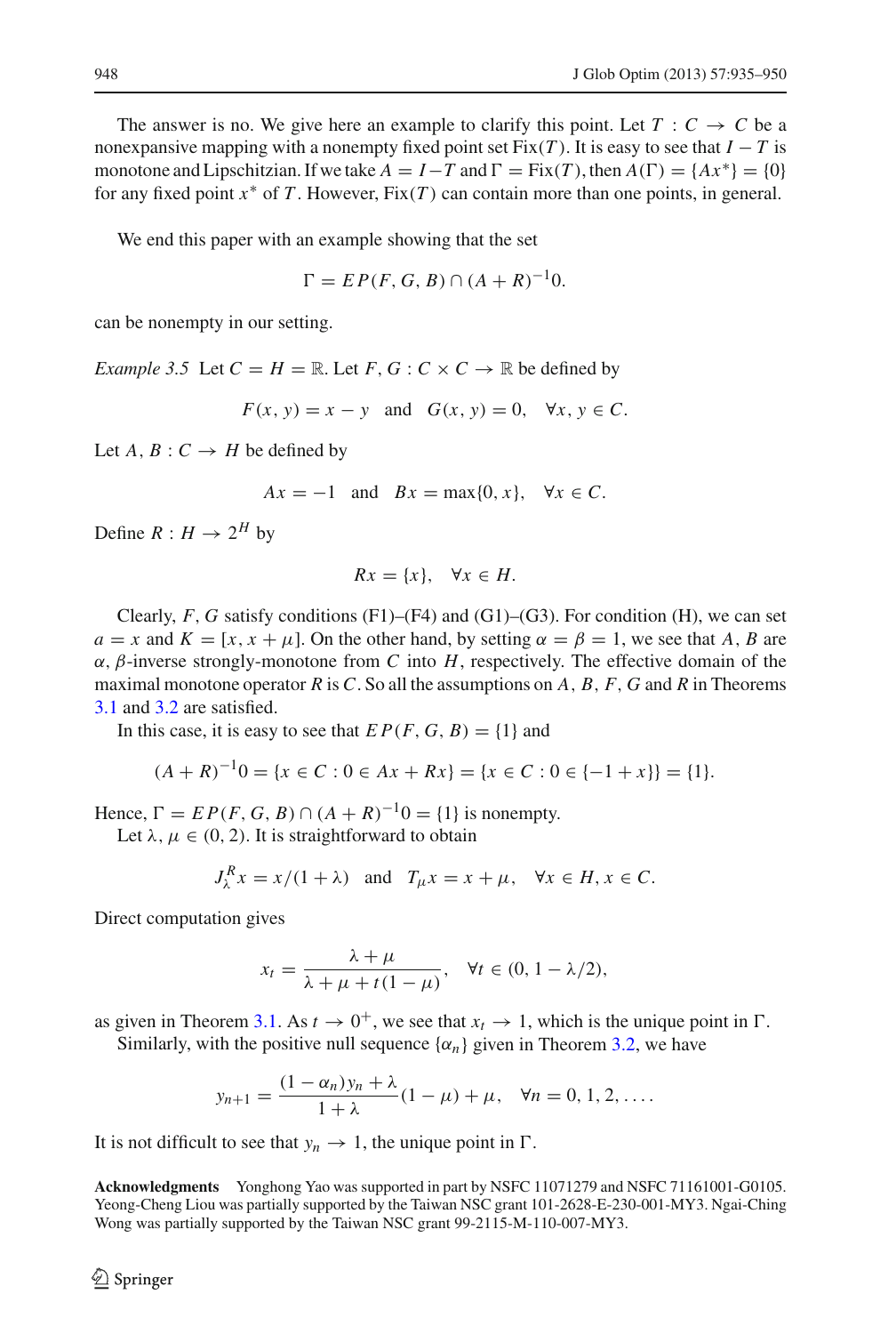The answer is no. We give here an example to clarify this point. Let $T : C \to C$ be a nonexpansive mapping with a nonempty fixed point set $\text{Fix}(T)$. It is easy to see that $I - T$ is monotone and Lipschitzian. If we take $A = I - T$ and $\Gamma = \text{Fix}(T)$, then $A(\Gamma) = \{Ax^*\} = \{0\}$ for any fixed point $x^*$ of $T$. However, $\text{Fix}(T)$ can contain more than one points, in general.

We end this paper with an example showing that the set

$$\Gamma = EP(F, G, B) \cap (A + R)^{-1}0.$$

can be nonempty in our setting.

*Example 3.5* Let $C = H = \mathbb{R}$. Let $F, G : C \times C \to \mathbb{R}$ be defined by

$$F(x, y) = x - y \quad \text{and} \quad G(x, y) = 0, \quad \forall x, y \in C.$$

Let $A, B : C \to H$ be defined by

$$Ax = -1 \quad \text{and} \quad Bx = \max\{0, x\}, \quad \forall x \in C.$$

Define $R : H \to 2^H$ by

$$Rx = \{x\}, \quad \forall x \in H.$$

Clearly, $F, G$ satisfy conditions (F1)–(F4) and (G1)–(G3). For condition (H), we can set $a = x$ and $K = [x, x + \mu]$. On the other hand, by setting $\alpha = \beta = 1$, we see that $A, B$ are $\alpha, \beta$-inverse strongly-monotone from $C$ into $H$, respectively. The effective domain of the maximal monotone operator $R$ is $C$. So all the assumptions on $A, B, F, G$ and $R$ in Theorems 3.1 and 3.2 are satisfied.

In this case, it is easy to see that $EP(F, G, B) = \{1\}$ and

$$(A + R)^{-1}0 = \{x \in C : 0 \in Ax + Rx\} = \{x \in C : 0 \in \{-1 + x\}\} = \{1\}.$$

Hence, $\Gamma = EP(F, G, B) \cap (A + R)^{-1}0 = \{1\}$ is nonempty.

Let $\lambda, \mu \in (0, 2)$. It is straightforward to obtain

$$J_\lambda^R x = x/(1 + \lambda) \quad \text{and} \quad T_\mu x = x + \mu, \quad \forall x \in H, x \in C.$$

Direct computation gives

$$x_t = \frac{\lambda + \mu}{\lambda + \mu + t(1 - \mu)}, \quad \forall t \in (0, 1 - \lambda/2),$$

as given in Theorem 3.1. As $t \to 0^+$, we see that $x_t \to 1$, which is the unique point in $\Gamma$.

Similarly, with the positive null sequence $\{\alpha_n\}$ given in Theorem 3.2, we have

$$y_{n+1} = \frac{(1 - \alpha_n)y_n + \lambda}{1 + \lambda}(1 - \mu) + \mu, \quad \forall n = 0, 1, 2, \ldots.$$

It is not difficult to see that $y_n \to 1$, the unique point in $\Gamma$.

**Acknowledgments** Yonghong Yao was supported in part by NSFC 11071279 and NSFC 71161001-G0105. Yeong-Cheng Liou was partially supported by the Taiwan NSC grant 101-2628-E-230-001-MY3. Ngai-Ching Wong was partially supported by the Taiwan NSC grant 99-2115-M-110-007-MY3.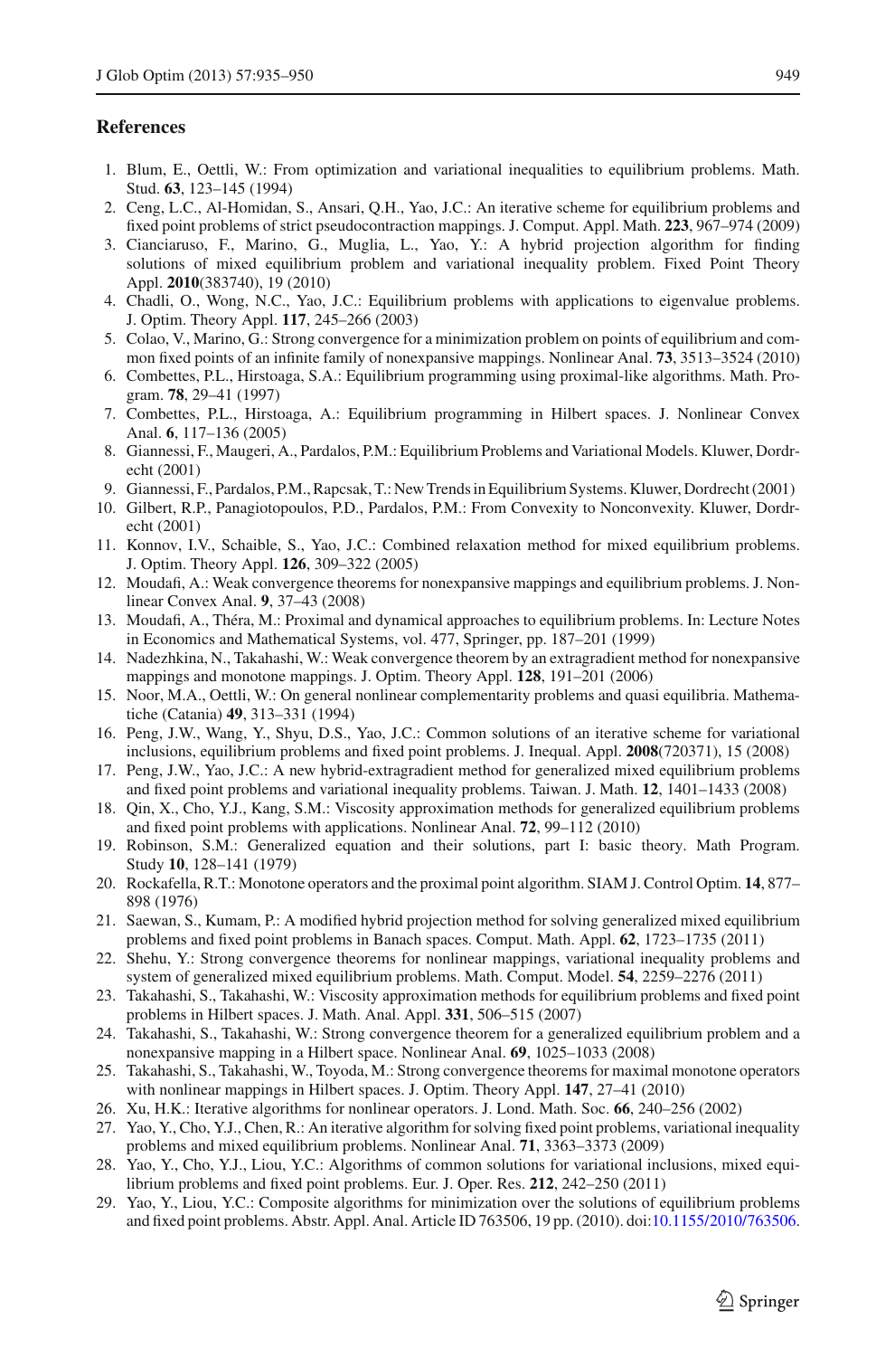## References

1. Blum, E., Oettli, W.: From optimization and variational inequalities to equilibrium problems. Math. Stud. **63**, 123–145 (1994)
2. Ceng, L.C., Al-Homidan, S., Ansari, Q.H., Yao, J.C.: An iterative scheme for equilibrium problems and fixed point problems of strict pseudocontraction mappings. J. Comput. Appl. Math. **223**, 967–974 (2009)
3. Cianciaruso, F., Marino, G., Muglia, L., Yao, Y.: A hybrid projection algorithm for finding solutions of mixed equilibrium problem and variational inequality problem. Fixed Point Theory Appl. **2010**(383740), 19 (2010)
4. Chadli, O., Wong, N.C., Yao, J.C.: Equilibrium problems with applications to eigenvalue problems. J. Optim. Theory Appl. **117**, 245–266 (2003)
5. Colao, V., Marino, G.: Strong convergence for a minimization problem on points of equilibrium and common fixed points of an infinite family of nonexpansive mappings. Nonlinear Anal. **73**, 3513–3524 (2010)
6. Combettes, P.L., Hirstoaga, S.A.: Equilibrium programming using proximal-like algorithms. Math. Program. **78**, 29–41 (1997)
7. Combettes, P.L., Hirstoaga, A.: Equilibrium programming in Hilbert spaces. J. Nonlinear Convex Anal. **6**, 117–136 (2005)
8. Giannessi, F., Maugeri, A., Pardalos, P.M.: Equilibrium Problems and Variational Models. Kluwer, Dordrecht (2001)
9. Giannessi, F., Pardalos, P.M., Rapcsak, T.: New Trends in Equilibrium Systems. Kluwer, Dordrecht (2001)
10. Gilbert, R.P., Panagiotopoulos, P.D., Pardalos, P.M.: From Convexity to Nonconvexity. Kluwer, Dordrecht (2001)
11. Konnov, I.V., Schaible, S., Yao, J.C.: Combined relaxation method for mixed equilibrium problems. J. Optim. Theory Appl. **126**, 309–322 (2005)
12. Moudafi, A.: Weak convergence theorems for nonexpansive mappings and equilibrium problems. J. Nonlinear Convex Anal. **9**, 37–43 (2008)
13. Moudafi, A., Théra, M.: Proximal and dynamical approaches to equilibrium problems. In: Lecture Notes in Economics and Mathematical Systems, vol. 477, Springer, pp. 187–201 (1999)
14. Nadezhkina, N., Takahashi, W.: Weak convergence theorem by an extragradient method for nonexpansive mappings and monotone mappings. J. Optim. Theory Appl. **128**, 191–201 (2006)
15. Noor, M.A., Oettli, W.: On general nonlinear complementarity problems and quasi equilibria. Mathematiche (Catania) **49**, 313–331 (1994)
16. Peng, J.W., Wang, Y., Shyu, D.S., Yao, J.C.: Common solutions of an iterative scheme for variational inclusions, equilibrium problems and fixed point problems. J. Inequal. Appl. **2008**(720371), 15 (2008)
17. Peng, J.W., Yao, J.C.: A new hybrid-extragradient method for generalized mixed equilibrium problems and fixed point problems and variational inequality problems. Taiwan. J. Math. **12**, 1401–1433 (2008)
18. Qin, X., Cho, Y.J., Kang, S.M.: Viscosity approximation methods for generalized equilibrium problems and fixed point problems with applications. Nonlinear Anal. **72**, 99–112 (2010)
19. Robinson, S.M.: Generalized equation and their solutions, part I: basic theory. Math Program. Study **10**, 128–141 (1979)
20. Rockafella, R.T.: Monotone operators and the proximal point algorithm. SIAM J. Control Optim. **14**, 877–898 (1976)
21. Saewan, S., Kumam, P.: A modified hybrid projection method for solving generalized mixed equilibrium problems and fixed point problems in Banach spaces. Comput. Math. Appl. **62**, 1723–1735 (2011)
22. Shehu, Y.: Strong convergence theorems for nonlinear mappings, variational inequality problems and system of generalized mixed equilibrium problems. Math. Comput. Model. **54**, 2259–2276 (2011)
23. Takahashi, S., Takahashi, W.: Viscosity approximation methods for equilibrium problems and fixed point problems in Hilbert spaces. J. Math. Anal. Appl. **331**, 506–515 (2007)
24. Takahashi, S., Takahashi, W.: Strong convergence theorem for a generalized equilibrium problem and a nonexpansive mapping in a Hilbert space. Nonlinear Anal. **69**, 1025–1033 (2008)
25. Takahashi, S., Takahashi, W., Toyoda, M.: Strong convergence theorems for maximal monotone operators with nonlinear mappings in Hilbert spaces. J. Optim. Theory Appl. **147**, 27–41 (2010)
26. Xu, H.K.: Iterative algorithms for nonlinear operators. J. Lond. Math. Soc. **66**, 240–256 (2002)
27. Yao, Y., Cho, Y.J., Chen, R.: An iterative algorithm for solving fixed point problems, variational inequality problems and mixed equilibrium problems. Nonlinear Anal. **71**, 3363–3373 (2009)
28. Yao, Y., Cho, Y.J., Liou, Y.C.: Algorithms of common solutions for variational inclusions, mixed equilibrium problems and fixed point problems. Eur. J. Oper. Res. **212**, 242–250 (2011)
29. Yao, Y., Liou, Y.C.: Composite algorithms for minimization over the solutions of equilibrium problems and fixed point problems. Abstr. Appl. Anal. Article ID 763506, 19 pp. (2010). doi:10.1155/2010/763506.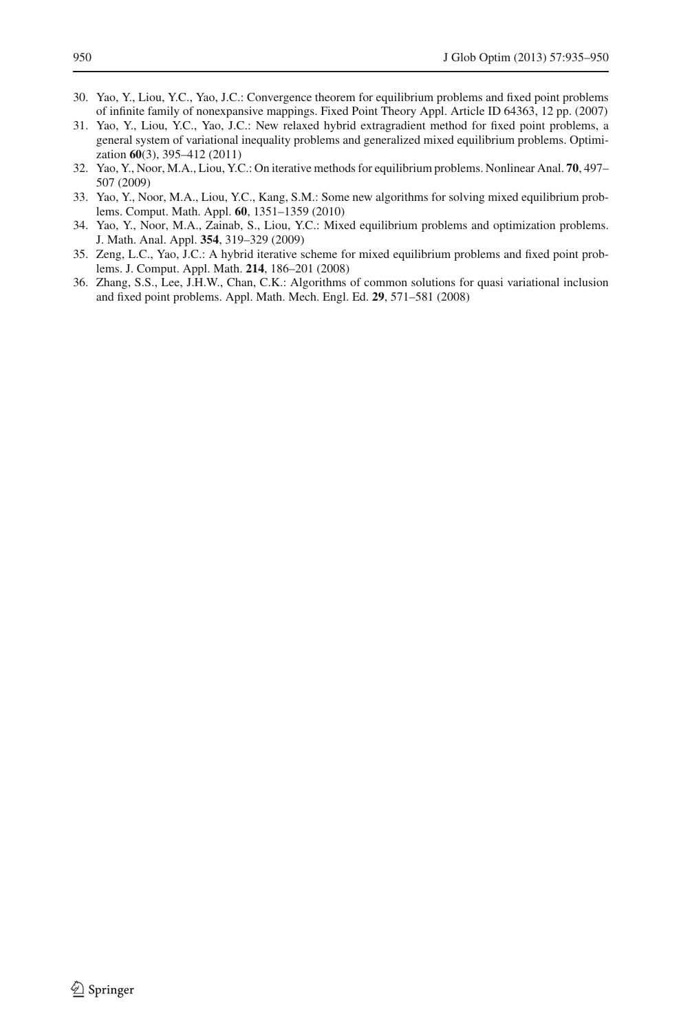30. Yao, Y., Liou, Y.C., Yao, J.C.: Convergence theorem for equilibrium problems and fixed point problems of infinite family of nonexpansive mappings. Fixed Point Theory Appl. Article ID 64363, 12 pp. (2007)
31. Yao, Y., Liou, Y.C., Yao, J.C.: New relaxed hybrid extragradient method for fixed point problems, a general system of variational inequality problems and generalized mixed equilibrium problems. Optimization **60**(3), 395–412 (2011)
32. Yao, Y., Noor, M.A., Liou, Y.C.: On iterative methods for equilibrium problems. Nonlinear Anal. **70**, 497–507 (2009)
33. Yao, Y., Noor, M.A., Liou, Y.C., Kang, S.M.: Some new algorithms for solving mixed equilibrium problems. Comput. Math. Appl. **60**, 1351–1359 (2010)
34. Yao, Y., Noor, M.A., Zainab, S., Liou, Y.C.: Mixed equilibrium problems and optimization problems. J. Math. Anal. Appl. **354**, 319–329 (2009)
35. Zeng, L.C., Yao, J.C.: A hybrid iterative scheme for mixed equilibrium problems and fixed point problems. J. Comput. Appl. Math. **214**, 186–201 (2008)
36. Zhang, S.S., Lee, J.H.W., Chan, C.K.: Algorithms of common solutions for quasi variational inclusion and fixed point problems. Appl. Math. Mech. Engl. Ed. **29**, 571–581 (2008)